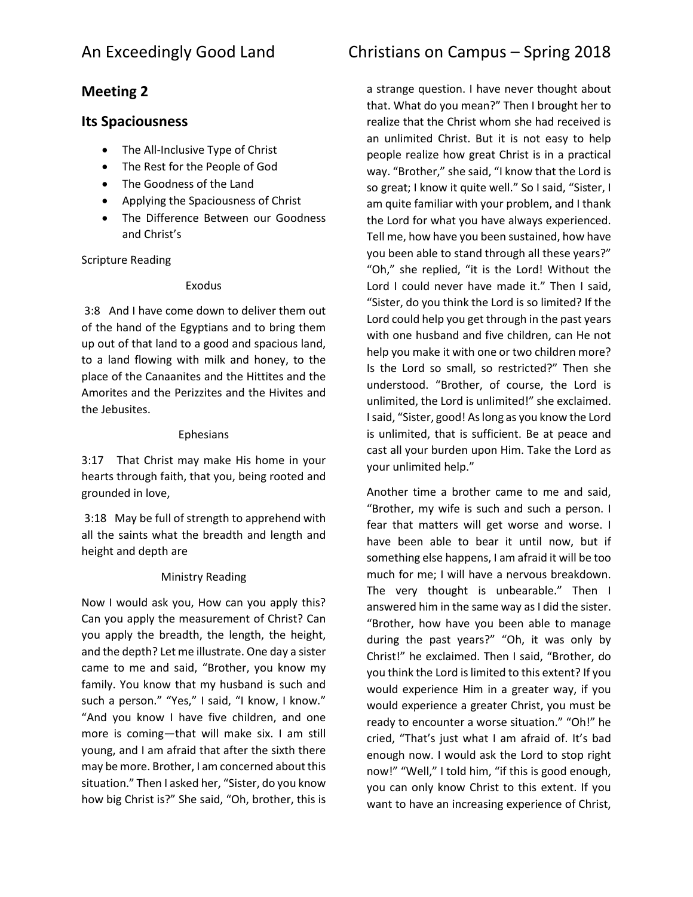## Meeting 2

## Its Spaciousness

- The All-Inclusive Type of Christ
- The Rest for the People of God
- The Goodness of the Land
- Applying the Spaciousness of Christ
- The Difference Between our Goodness and Christ's

Scripture Reading

Exodus

3:8 And I have come down to deliver them out of the hand of the Egyptians and to bring them up out of that land to a good and spacious land, to a land flowing with milk and honey, to the place of the Canaanites and the Hittites and the Amorites and the Perizzites and the Hivites and the Jebusites.

Ephesians

3:17 That Christ may make His home in your hearts through faith, that you, being rooted and grounded in love,

3:18 May be full of strength to apprehend with all the saints what the breadth and length and height and depth are

Ministry Reading

Now I would ask you, How can you apply this? Can you apply the measurement of Christ? Can you apply the breadth, the length, the height, and the depth? Let me illustrate. One day a sister came to me and said, "Brother, you know my family. You know that my husband is such and such a person." "Yes," I said, "I know, I know." "And you know I have five children, and one more is coming—that will make six. I am still young, and I am afraid that after the sixth there may be more. Brother, I am concerned about this situation." Then I asked her, "Sister, do you know how big Christ is?" She said, "Oh, brother, this is a strange question. I have never thought about that. What do you mean?" Then I brought her to realize that the Christ whom she had received is an unlimited Christ. But it is not easy to help people realize how great Christ is in a practical way. "Brother," she said, "I know that the Lord is so great; I know it quite well." So I said, "Sister, I am quite familiar with your problem, and I thank the Lord for what you have always experienced. Tell me, how have you been sustained, how have you been able to stand through all these years?" "Oh," she replied, "it is the Lord! Without the Lord I could never have made it." Then I said, "Sister, do you think the Lord is so limited? If the Lord could help you get through in the past years with one husband and five children, can He not help you make it with one or two children more? Is the Lord so small, so restricted?" Then she understood. "Brother, of course, the Lord is unlimited, the Lord is unlimited!" she exclaimed. I said, "Sister, good! As long as you know the Lord is unlimited, that is sufficient. Be at peace and cast all your burden upon Him. Take the Lord as your unlimited help."

Another time a brother came to me and said, "Brother, my wife is such and such a person. I fear that matters will get worse and worse. I have been able to bear it until now, but if something else happens, I am afraid it will be too much for me; I will have a nervous breakdown. The very thought is unbearable." Then I answered him in the same way as I did the sister. "Brother, how have you been able to manage during the past years?" "Oh, it was only by Christ!" he exclaimed. Then I said, "Brother, do you think the Lord is limited to this extent? If you would experience Him in a greater way, if you would experience a greater Christ, you must be ready to encounter a worse situation." "Oh!" he cried, "That's just what I am afraid of. It's bad enough now. I would ask the Lord to stop right now!" "Well," I told him, "if this is good enough, you can only know Christ to this extent. If you want to have an increasing experience of Christ,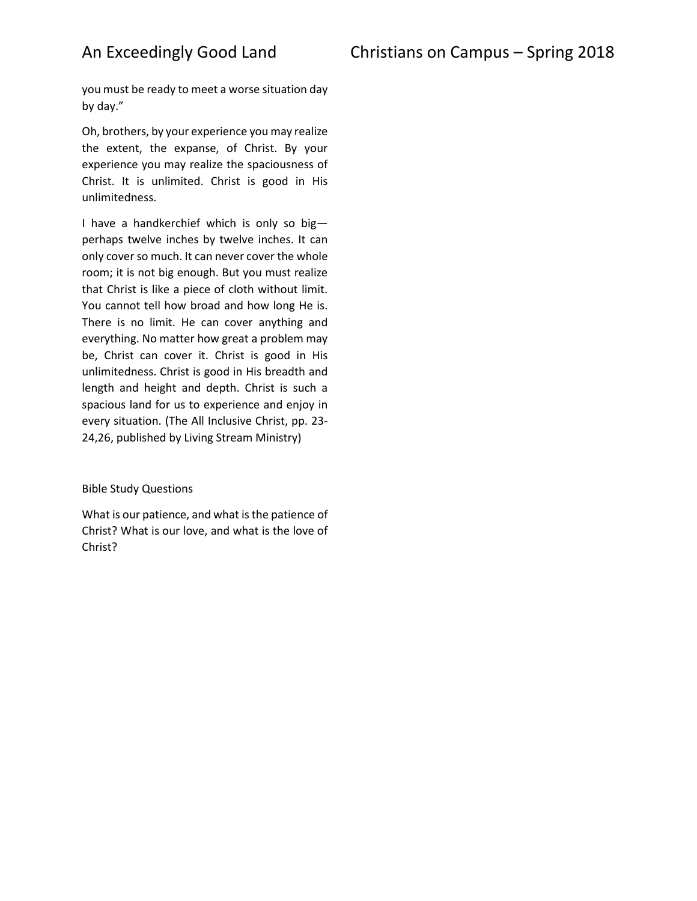you must be ready to meet a worse situation day by day."

Oh, brothers, by your experience you may realize the extent, the expanse, of Christ. By your experience you may realize the spaciousness of Christ. It is unlimited. Christ is good in His unlimitedness.

I have a handkerchief which is only so big—perhaps twelve inches by twelve inches. It can only cover so much. It can never cover the whole room; it is not big enough. But you must realize that Christ is like a piece of cloth without limit. You cannot tell how broad and how long He is. There is no limit. He can cover anything and everything. No matter how great a problem may be, Christ can cover it. Christ is good in His unlimitedness. Christ is good in His breadth and length and height and depth. Christ is such a spacious land for us to experience and enjoy in every situation. (The All Inclusive Christ, pp. 23-24,26, published by Living Stream Ministry)

Bible Study Questions

What is our patience, and what is the patience of Christ? What is our love, and what is the love of Christ?